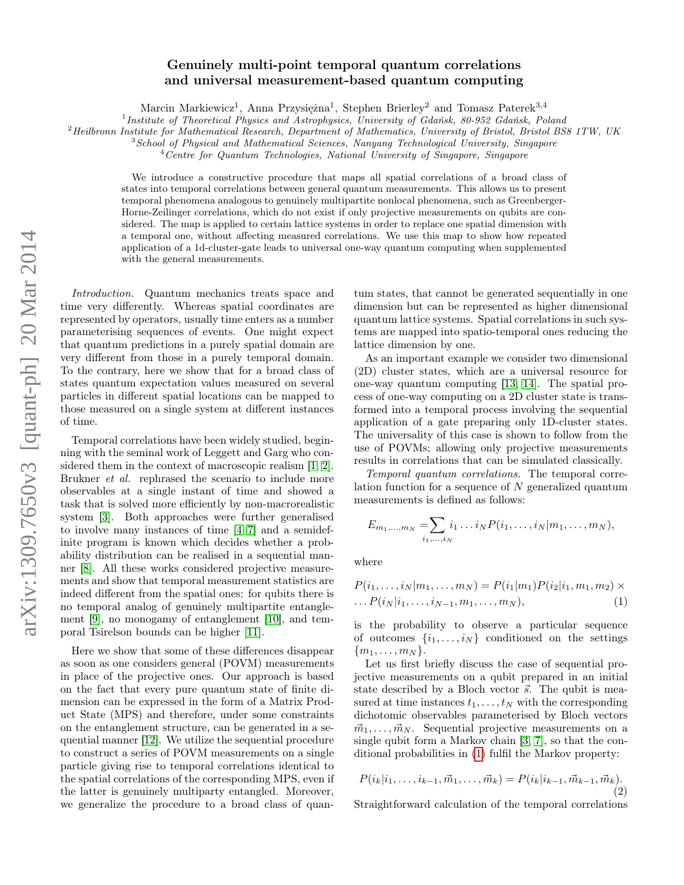# Genuinely multi-point temporal quantum correlations and universal measurement-based quantum computing

Marcin Markiewicz[1], Anna Przysiężna[1], Stephen Brierley[2] and Tomasz Paterek[3,4]

[1] *Institute of Theoretical Physics and Astrophysics, University of Gdańsk, 80-952 Gdańsk, Poland*
[2] *Heilbronn Institute for Mathematical Research, Department of Mathematics, University of Bristol, Bristol BS8 1TW, UK*
[3] *School of Physical and Mathematical Sciences, Nanyang Technological University, Singapore*
[4] *Centre for Quantum Technologies, National University of Singapore, Singapore*

We introduce a constructive procedure that maps all spatial correlations of a broad class of states into temporal correlations between general quantum measurements. This allows us to present temporal phenomena analogous to genuinely multipartite nonlocal phenomena, such as Greenberger-Horne-Zeilinger correlations, which do not exist if only projective measurements on qubits are considered. The map is applied to certain lattice systems in order to replace one spatial dimension with a temporal one, without affecting measured correlations. We use this map to show how repeated application of a 1d-cluster-gate leads to universal one-way quantum computing when supplemented with the general measurements.

*Introduction.* Quantum mechanics treats space and time very differently. Whereas spatial coordinates are represented by operators, usually time enters as a number parameterising sequences of events. One might expect that quantum predictions in a purely spatial domain are very different from those in a purely temporal domain. To the contrary, here we show that for a broad class of states quantum expectation values measured on several particles in different spatial locations can be mapped to those measured on a single system at different instances of time.

Temporal correlations have been widely studied, beginning with the seminal work of Leggett and Garg who considered them in the context of macroscopic realism [1, 2]. Brukner *et al.* rephrased the scenario to include more observables at a single instant of time and showed a task that is solved more efficiently by non-macrorealistic system [3]. Both approaches were further generalised to involve many instances of time [4–7] and a semidefinite program is known which decides whether a probability distribution can be realised in a sequential manner [8]. All these works considered projective measurements and show that temporal measurement statistics are indeed different from the spatial ones: for qubits there is no temporal analog of genuinely multipartite entanglement [9], no monogamy of entanglement [10], and temporal Tsirelson bounds can be higher [11].

Here we show that some of these differences disappear as soon as one considers general (POVM) measurements in place of the projective ones. Our approach is based on the fact that every pure quantum state of finite dimension can be expressed in the form of a Matrix Product State (MPS) and therefore, under some constraints on the entanglement structure, can be generated in a sequential manner [12]. We utilize the sequential procedure to construct a series of POVM measurements on a single particle giving rise to temporal correlations identical to the spatial correlations of the corresponding MPS, even if the latter is genuinely multiparty entangled. Moreover, we generalize the procedure to a broad class of quantum states, that cannot be generated sequentially in one dimension but can be represented as higher dimensional quantum lattice systems. Spatial correlations in such systems are mapped into spatio-temporal ones reducing the lattice dimension by one.

As an important example we consider two dimensional (2D) cluster states, which are a universal resource for one-way quantum computing [13, 14]. The spatial process of one-way computing on a 2D cluster state is transformed into a temporal process involving the sequential application of a gate preparing only 1D-cluster states. The universality of this case is shown to follow from the use of POVMs; allowing only projective measurements results in correlations that can be simulated classically.

*Temporal quantum correlations.* The temporal correlation function for a sequence of $N$ generalized quantum measurements is defined as follows:

$$E_{m_1,\dots,m_N} = \sum_{i_1,\dots,i_N} i_1 \dots i_N P(i_1,\dots,i_N|m_1,\dots,m_N),$$

where

$$P(i_1,\dots,i_N|m_1,\dots,m_N) = P(i_1|m_1)P(i_2|i_1,m_1,m_2) \times \dots P(i_N|i_1,\dots,i_{N-1},m_1,\dots,m_N), \tag{1}$$

is the probability to observe a particular sequence of outcomes $\{i_1,\dots,i_N\}$ conditioned on the settings $\{m_1,\dots,m_N\}$.

Let us first briefly discuss the case of sequential projective measurements on a qubit prepared in an initial state described by a Bloch vector $\vec{s}$. The qubit is measured at time instances $t_1,\dots,t_N$ with the corresponding dichotomic observables parameterised by Bloch vectors $\vec{m}_1,\dots,\vec{m}_N$. Sequential projective measurements on a single qubit form a Markov chain [3, 7], so that the conditional probabilities in (1) fulfil the Markov property:

$$P(i_k|i_1,\dots,i_{k-1},\vec{m}_1,\dots,\vec{m}_k) = P(i_k|i_{k-1},\vec{m}_{k-1},\vec{m}_k). \tag{2}$$

Straightforward calculation of the temporal correlations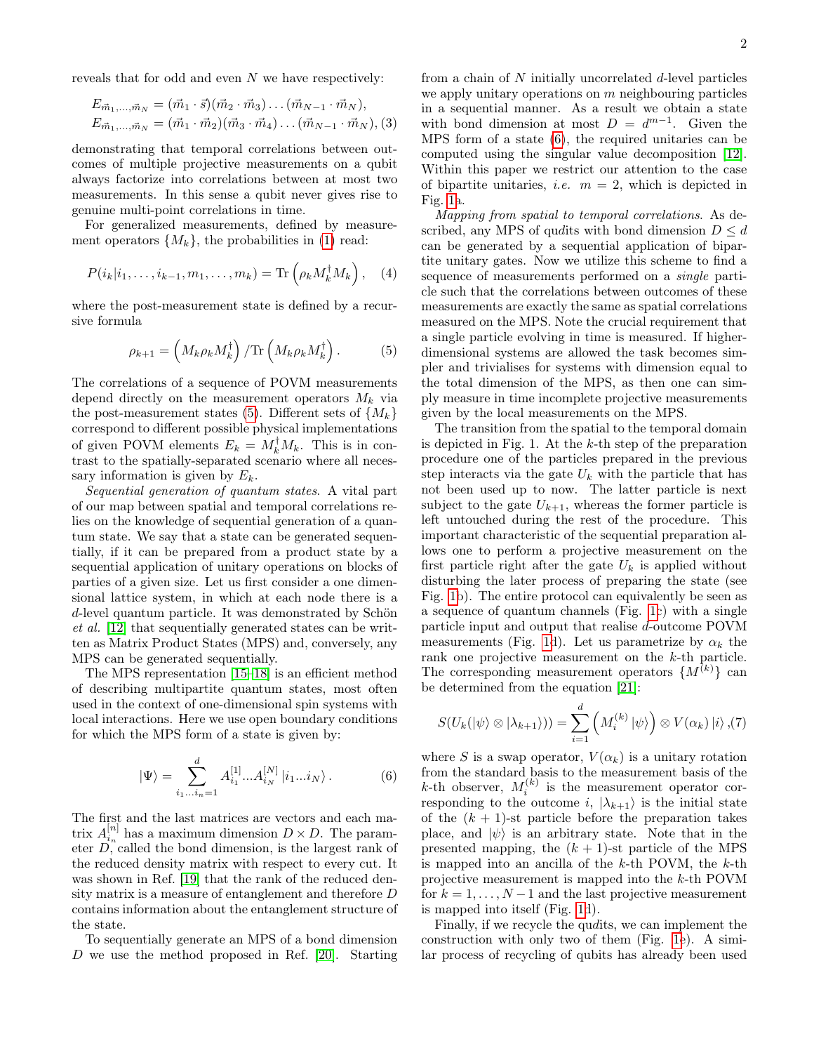reveals that for odd and even $N$ we have respectively:

$$
\begin{aligned}
E_{\vec{m}_1,\ldots,\vec{m}_N} &= (\vec{m}_1 \cdot \vec{s})(\vec{m}_2 \cdot \vec{m}_3)\ldots(\vec{m}_{N-1} \cdot \vec{m}_N), \\
E_{\vec{m}_1,\ldots,\vec{m}_N} &= (\vec{m}_1 \cdot \vec{m}_2)(\vec{m}_3 \cdot \vec{m}_4)\ldots(\vec{m}_{N-1} \cdot \vec{m}_N), \quad (3)
\end{aligned}
$$

demonstrating that temporal correlations between outcomes of multiple projective measurements on a qubit always factorize into correlations between at most two measurements. In this sense a qubit never gives rise to genuine multi-point correlations in time.

For generalized measurements, defined by measurement operators $\{M_k\}$, the probabilities in (1) read:

$$
P(i_k|i_1,\ldots,i_{k-1},m_1,\ldots,m_k) = \mathrm{Tr}\left(\rho_k M_k^\dagger M_k\right), \quad (4)
$$

where the post-measurement state is defined by a recursive formula

$$
\rho_{k+1} = \left(M_k \rho_k M_k^\dagger\right) / \mathrm{Tr}\left(M_k \rho_k M_k^\dagger\right). \quad (5)
$$

The correlations of a sequence of POVM measurements depend directly on the measurement operators $M_k$ via the post-measurement states (5). Different sets of $\{M_k\}$ correspond to different possible physical implementations of given POVM elements $E_k = M_k^\dagger M_k$. This is in contrast to the spatially-separated scenario where all necessary information is given by $E_k$.

*Sequential generation of quantum states.* A vital part of our map between spatial and temporal correlations relies on the knowledge of sequential generation of a quantum state. We say that a state can be generated sequentially, if it can be prepared from a product state by a sequential application of unitary operations on blocks of parties of a given size. Let us first consider a one dimensional lattice system, in which at each node there is a $d$-level quantum particle. It was demonstrated by Schön *et al.* [12] that sequentially generated states can be written as Matrix Product States (MPS) and, conversely, any MPS can be generated sequentially.

The MPS representation [15–18] is an efficient method of describing multipartite quantum states, most often used in the context of one-dimensional spin systems with local interactions. Here we use open boundary conditions for which the MPS form of a state is given by:

$$
|\Psi\rangle = \sum_{i_1\ldots i_n=1}^{d} A_{i_1}^{[1]}\ldots A_{i_N}^{[N]} |i_1\ldots i_N\rangle. \quad (6)
$$

The first and the last matrices are vectors and each matrix $A_{i_n}^{[n]}$ has a maximum dimension $D \times D$. The parameter $D$, called the bond dimension, is the largest rank of the reduced density matrix with respect to every cut. It was shown in Ref. [19] that the rank of the reduced density matrix is a measure of entanglement and therefore $D$ contains information about the entanglement structure of the state.

To sequentially generate an MPS of a bond dimension $D$ we use the method proposed in Ref. [20]. Starting from a chain of $N$ initially uncorrelated $d$-level particles we apply unitary operations on $m$ neighbouring particles in a sequential manner. As a result we obtain a state with bond dimension at most $D = d^{m-1}$. Given the MPS form of a state (6), the required unitaries can be computed using the singular value decomposition [12]. Within this paper we restrict our attention to the case of bipartite unitaries, *i.e.* $m = 2$, which is depicted in Fig. 1a.

*Mapping from spatial to temporal correlations.* As described, any MPS of qudits with bond dimension $D \leq d$ can be generated by a sequential application of bipartite unitary gates. Now we utilize this scheme to find a sequence of measurements performed on a *single* particle such that the correlations between outcomes of these measurements are exactly the same as spatial correlations measured on the MPS. Note the crucial requirement that a single particle evolving in time is measured. If higher-dimensional systems are allowed the task becomes simpler and trivialises for systems with dimension equal to the total dimension of the MPS, as then one can simply measure in time incomplete projective measurements given by the local measurements on the MPS.

The transition from the spatial to the temporal domain is depicted in Fig. 1. At the $k$-th step of the preparation procedure one of the particles prepared in the previous step interacts via the gate $U_k$ with the particle that has not been used up to now. The latter particle is next subject to the gate $U_{k+1}$, whereas the former particle is left untouched during the rest of the procedure. This important characteristic of the sequential preparation allows one to perform a projective measurement on the first particle right after the gate $U_k$ is applied without disturbing the later process of preparing the state (see Fig. 1b). The entire protocol can equivalently be seen as a sequence of quantum channels (Fig. 1c) with a single particle input and output that realise $d$-outcome POVM measurements (Fig. 1d). Let us parametrize by $\alpha_k$ the rank one projective measurement on the $k$-th particle. The corresponding measurement operators $\{M^{(k)}\}$ can be determined from the equation [21]:

$$
S(U_k(|\psi\rangle \otimes |\lambda_{k+1}\rangle)) = \sum_{i=1}^{d} \left(M_i^{(k)} |\psi\rangle\right) \otimes V(\alpha_k) |i\rangle, \quad (7)
$$

where $S$ is a swap operator, $V(\alpha_k)$ is a unitary rotation from the standard basis to the measurement basis of the $k$-th observer, $M_i^{(k)}$ is the measurement operator corresponding to the outcome $i$, $|\lambda_{k+1}\rangle$ is the initial state of the $(k+1)$-st particle before the preparation takes place, and $|\psi\rangle$ is an arbitrary state. Note that in the presented mapping, the $(k+1)$-st particle of the MPS is mapped into an ancilla of the $k$-th POVM, the $k$-th projective measurement is mapped into the $k$-th POVM for $k = 1,\ldots,N-1$ and the last projective measurement is mapped into itself (Fig. 1d).

Finally, if we recycle the qudits, we can implement the construction with only two of them (Fig. 1e). A similar process of recycling of qubits has already been used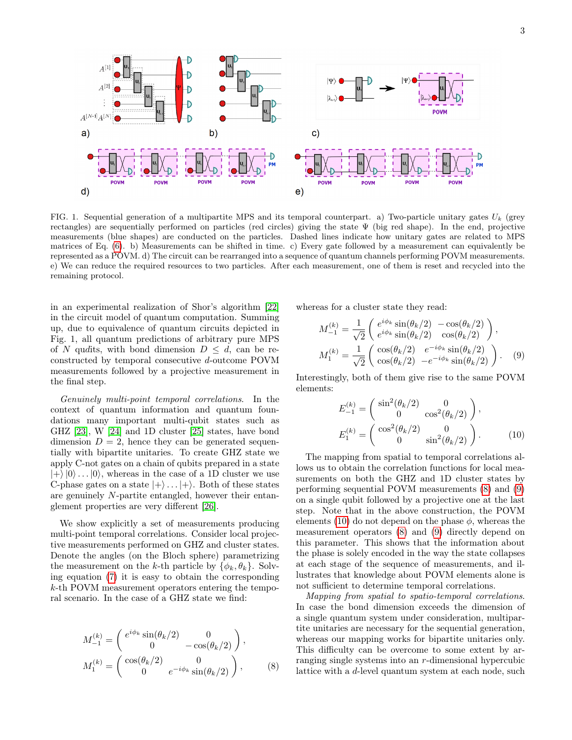FIG. 1. Sequential generation of a multipartite MPS and its temporal counterpart. a) Two-particle unitary gates $U_k$ (grey rectangles) are sequentially performed on particles (red circles) giving the state $\Psi$ (big red shape). In the end, projective measurements (blue shapes) are conducted on the particles. Dashed lines indicate how unitary gates are related to MPS matrices of Eq. (6). b) Measurements can be shifted in time. c) Every gate followed by a measurement can equivalently be represented as a POVM. d) The circuit can be rearranged into a sequence of quantum channels performing POVM measurements. e) We can reduce the required resources to two particles. After each measurement, one of them is reset and recycled into the remaining protocol.

in an experimental realization of Shor's algorithm [22] in the circuit model of quantum computation. Summing up, due to equivalence of quantum circuits depicted in Fig. 1, all quantum predictions of arbitrary pure MPS of $N$ qu$d$its, with bond dimension $D \leq d$, can be reconstructed by temporal consecutive $d$-outcome POVM measurements followed by a projective measurement in the final step.

*Genuinely multi-point temporal correlations.* In the context of quantum information and quantum foundations many important multi-qubit states such as GHZ [23], W [24] and 1D cluster [25] states, have bond dimension $D = 2$, hence they can be generated sequentially with bipartite unitaries. To create GHZ state we apply C-not gates on a chain of qubits prepared in a state $|+\rangle|0\rangle \dots |0\rangle$, whereas in the case of a 1D cluster we use C-phase gates on a state $|+\rangle \dots |+\rangle$. Both of these states are genuinely $N$-partite entangled, however their entanglement properties are very different [26].

We show explicitly a set of measurements producing multi-point temporal correlations. Consider local projective measurements performed on GHZ and cluster states. Denote the angles (on the Bloch sphere) parametrizing the measurement on the $k$-th particle by $\{\phi_k, \theta_k\}$. Solving equation (7) it is easy to obtain the corresponding $k$-th POVM measurement operators entering the temporal scenario. In the case of a GHZ state we find:

$$M_{-1}^{(k)} = \begin{pmatrix} e^{i\phi_k}\sin(\theta_k/2) & 0 \\ 0 & -\cos(\theta_k/2) \end{pmatrix},$$
$$M_{1}^{(k)} = \begin{pmatrix} \cos(\theta_k/2) & 0 \\ 0 & e^{-i\phi_k}\sin(\theta_k/2) \end{pmatrix}, \qquad (8)$$

whereas for a cluster state they read:

$$M_{-1}^{(k)} = \frac{1}{\sqrt{2}}\begin{pmatrix} e^{i\phi_k}\sin(\theta_k/2) & -\cos(\theta_k/2) \\ e^{i\phi_k}\sin(\theta_k/2) & \cos(\theta_k/2) \end{pmatrix},$$
$$M_{1}^{(k)} = \frac{1}{\sqrt{2}}\begin{pmatrix} \cos(\theta_k/2) & e^{-i\phi_k}\sin(\theta_k/2) \\ \cos(\theta_k/2) & -e^{-i\phi_k}\sin(\theta_k/2) \end{pmatrix}. \qquad (9)$$

Interestingly, both of them give rise to the same POVM elements:

$$E_{-1}^{(k)} = \begin{pmatrix} \sin^2(\theta_k/2) & 0 \\ 0 & \cos^2(\theta_k/2) \end{pmatrix},$$
$$E_{1}^{(k)} = \begin{pmatrix} \cos^2(\theta_k/2) & 0 \\ 0 & \sin^2(\theta_k/2) \end{pmatrix}. \qquad (10)$$

The mapping from spatial to temporal correlations allows us to obtain the correlation functions for local measurements on both the GHZ and 1D cluster states by performing sequential POVM measurements (8) and (9) on a single qubit followed by a projective one at the last step. Note that in the above construction, the POVM elements (10) do not depend on the phase $\phi$, whereas the measurement operators (8) and (9) directly depend on this parameter. This shows that the information about the phase is solely encoded in the way the state collapses at each stage of the sequence of measurements, and illustrates that knowledge about POVM elements alone is not sufficient to determine temporal correlations.

*Mapping from spatial to spatio-temporal correlations.* In case the bond dimension exceeds the dimension of a single quantum system under consideration, multipartite unitaries are necessary for the sequential generation, whereas our mapping works for bipartite unitaries only. This difficulty can be overcome to some extent by arranging single systems into an $r$-dimensional hypercubic lattice with a $d$-level quantum system at each node, such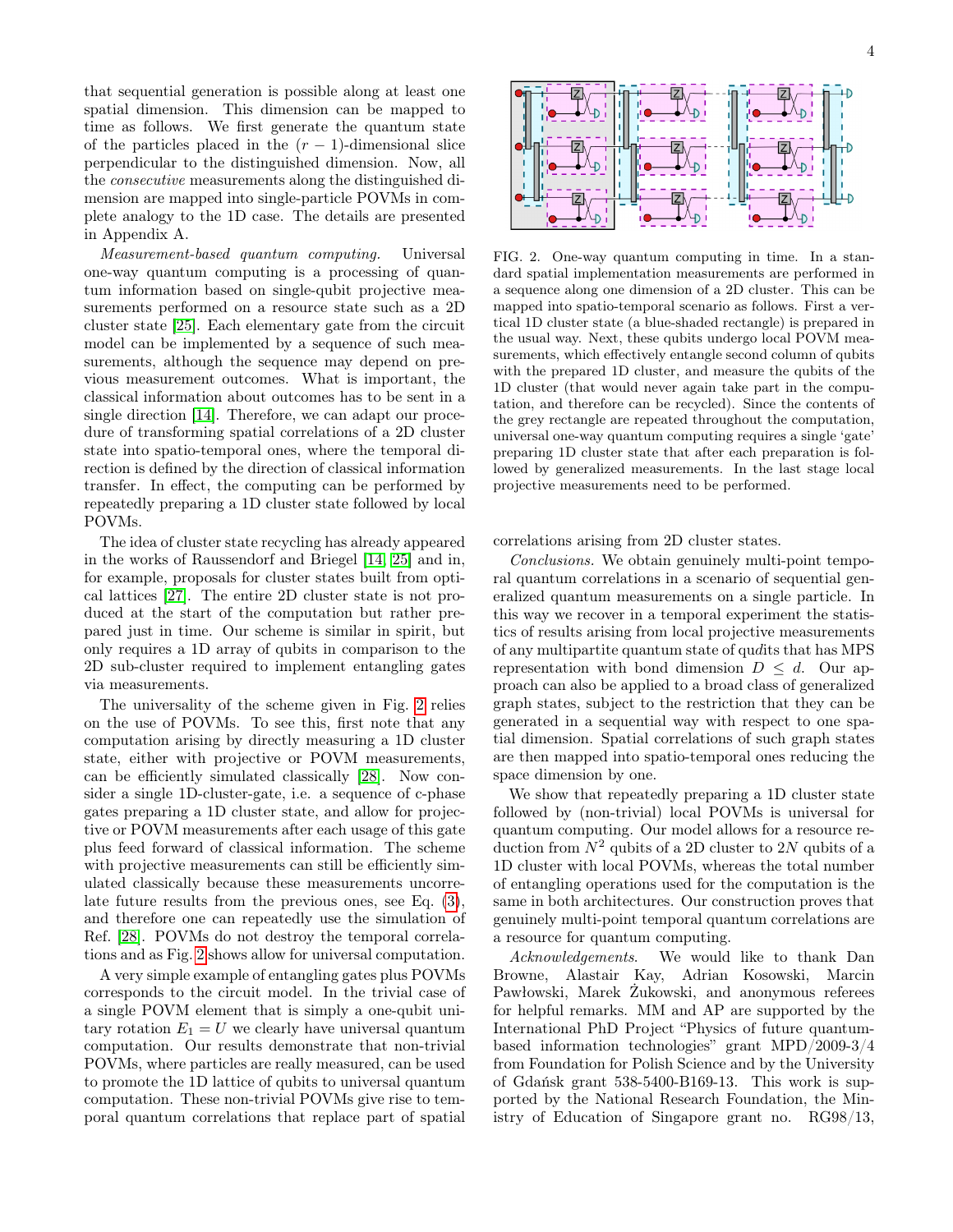that sequential generation is possible along at least one spatial dimension. This dimension can be mapped to time as follows. We first generate the quantum state of the particles placed in the $(r-1)$-dimensional slice perpendicular to the distinguished dimension. Now, all the *consecutive* measurements along the distinguished dimension are mapped into single-particle POVMs in complete analogy to the 1D case. The details are presented in Appendix A.

*Measurement-based quantum computing.* Universal one-way quantum computing is a processing of quantum information based on single-qubit projective measurements performed on a resource state such as a 2D cluster state [25]. Each elementary gate from the circuit model can be implemented by a sequence of such measurements, although the sequence may depend on previous measurement outcomes. What is important, the classical information about outcomes has to be sent in a single direction [14]. Therefore, we can adapt our procedure of transforming spatial correlations of a 2D cluster state into spatio-temporal ones, where the temporal direction is defined by the direction of classical information transfer. In effect, the computing can be performed by repeatedly preparing a 1D cluster state followed by local POVMs.

The idea of cluster state recycling has already appeared in the works of Raussendorf and Briegel [14, 25] and in, for example, proposals for cluster states built from optical lattices [27]. The entire 2D cluster state is not produced at the start of the computation but rather prepared just in time. Our scheme is similar in spirit, but only requires a 1D array of qubits in comparison to the 2D sub-cluster required to implement entangling gates via measurements.

The universality of the scheme given in Fig. 2 relies on the use of POVMs. To see this, first note that any computation arising by directly measuring a 1D cluster state, either with projective or POVM measurements, can be efficiently simulated classically [28]. Now consider a single 1D-cluster-gate, i.e. a sequence of c-phase gates preparing a 1D cluster state, and allow for projective or POVM measurements after each usage of this gate plus feed forward of classical information. The scheme with projective measurements can still be efficiently simulated classically because these measurements uncorrelate future results from the previous ones, see Eq. (3), and therefore one can repeatedly use the simulation of Ref. [28]. POVMs do not destroy the temporal correlations and as Fig. 2 shows allow for universal computation.

A very simple example of entangling gates plus POVMs corresponds to the circuit model. In the trivial case of a single POVM element that is simply a one-qubit unitary rotation $E_1 = U$ we clearly have universal quantum computation. Our results demonstrate that non-trivial POVMs, where particles are really measured, can be used to promote the 1D lattice of qubits to universal quantum computation. These non-trivial POVMs give rise to temporal quantum correlations that replace part of spatial correlations arising from 2D cluster states.

FIG. 2. One-way quantum computing in time. In a standard spatial implementation measurements are performed in a sequence along one dimension of a 2D cluster. This can be mapped into spatio-temporal scenario as follows. First a vertical 1D cluster state (a blue-shaded rectangle) is prepared in the usual way. Next, these qubits undergo local POVM measurements, which effectively entangle second column of qubits with the prepared 1D cluster, and measure the qubits of the 1D cluster (that would never again take part in the computation, and therefore can be recycled). Since the contents of the grey rectangle are repeated throughout the computation, universal one-way quantum computing requires a single 'gate' preparing 1D cluster state that after each preparation is followed by generalized measurements. In the last stage local projective measurements need to be performed.

*Conclusions.* We obtain genuinely multi-point temporal quantum correlations in a scenario of sequential generalized quantum measurements on a single particle. In this way we recover in a temporal experiment the statistics of results arising from local projective measurements of any multipartite quantum state of qu$d$its that has MPS representation with bond dimension $D \leq d$. Our approach can also be applied to a broad class of generalized graph states, subject to the restriction that they can be generated in a sequential way with respect to one spatial dimension. Spatial correlations of such graph states are then mapped into spatio-temporal ones reducing the space dimension by one.

We show that repeatedly preparing a 1D cluster state followed by (non-trivial) local POVMs is universal for quantum computing. Our model allows for a resource reduction from $N^2$ qubits of a 2D cluster to $2N$ qubits of a 1D cluster with local POVMs, whereas the total number of entangling operations used for the computation is the same in both architectures. Our construction proves that genuinely multi-point temporal quantum correlations are a resource for quantum computing.

*Acknowledgements*. We would like to thank Dan Browne, Alastair Kay, Adrian Kosowski, Marcin Pawłowski, Marek Żukowski, and anonymous referees for helpful remarks. MM and AP are supported by the International PhD Project "Physics of future quantum-based information technologies" grant MPD/2009-3/4 from Foundation for Polish Science and by the University of Gdańsk grant 538-5400-B169-13. This work is supported by the National Research Foundation, the Ministry of Education of Singapore grant no. RG98/13,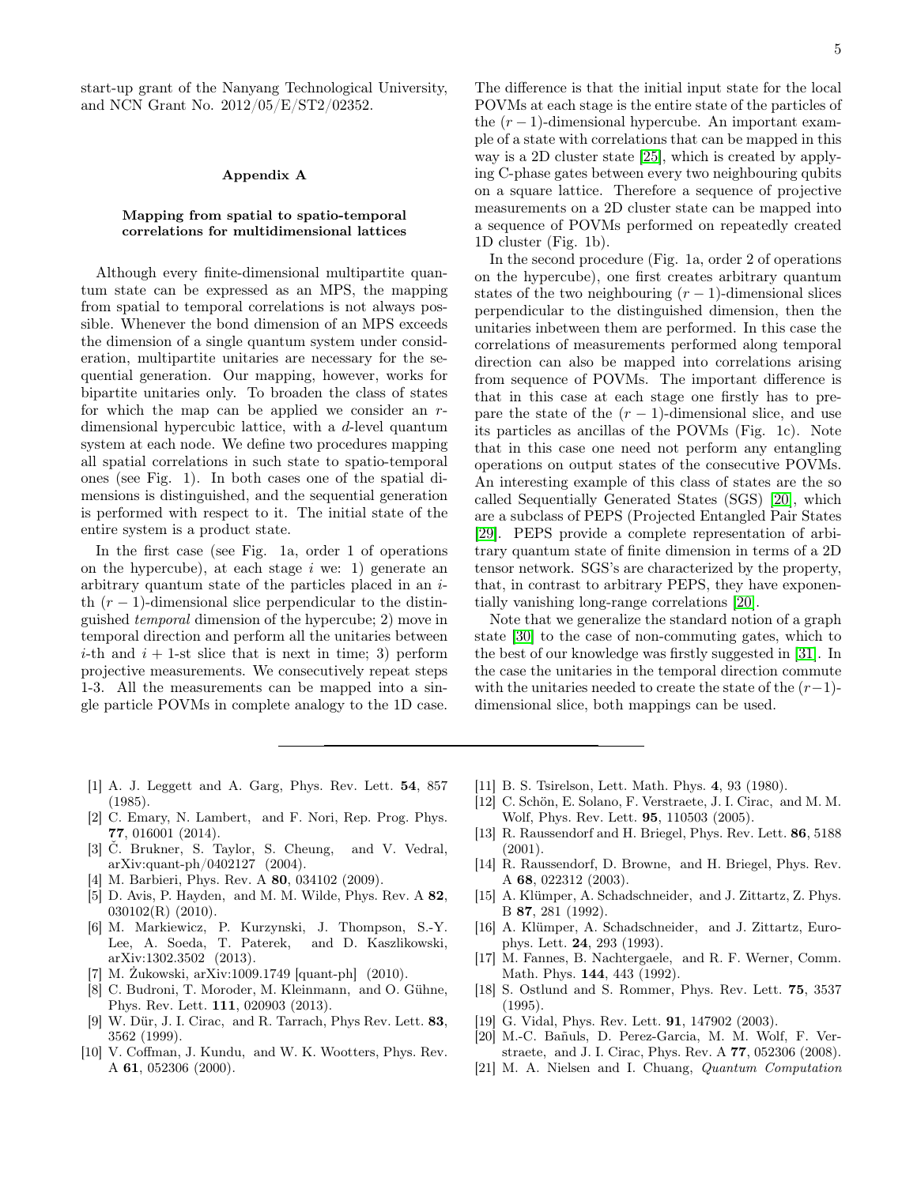start-up grant of the Nanyang Technological University, and NCN Grant No. 2012/05/E/ST2/02352.

## Appendix A

### Mapping from spatial to spatio-temporal correlations for multidimensional lattices

Although every finite-dimensional multipartite quantum state can be expressed as an MPS, the mapping from spatial to temporal correlations is not always possible. Whenever the bond dimension of an MPS exceeds the dimension of a single quantum system under consideration, multipartite unitaries are necessary for the sequential generation. Our mapping, however, works for bipartite unitaries only. To broaden the class of states for which the map can be applied we consider an $r$-dimensional hypercubic lattice, with a $d$-level quantum system at each node. We define two procedures mapping all spatial correlations in such state to spatio-temporal ones (see Fig. 1). In both cases one of the spatial dimensions is distinguished, and the sequential generation is performed with respect to it. The initial state of the entire system is a product state.

In the first case (see Fig. 1a, order 1 of operations on the hypercube), at each stage $i$ we: 1) generate an arbitrary quantum state of the particles placed in an $i$-th $(r-1)$-dimensional slice perpendicular to the distinguished *temporal* dimension of the hypercube; 2) move in temporal direction and perform all the unitaries between $i$-th and $i+1$-st slice that is next in time; 3) perform projective measurements. We consecutively repeat steps 1-3. All the measurements can be mapped into a single particle POVMs in complete analogy to the 1D case. The difference is that the initial input state for the local POVMs at each stage is the entire state of the particles of the $(r-1)$-dimensional hypercube. An important example of a state with correlations that can be mapped in this way is a 2D cluster state [25], which is created by applying C-phase gates between every two neighbouring qubits on a square lattice. Therefore a sequence of projective measurements on a 2D cluster state can be mapped into a sequence of POVMs performed on repeatedly created 1D cluster (Fig. 1b).

In the second procedure (Fig. 1a, order 2 of operations on the hypercube), one first creates arbitrary quantum states of the two neighbouring $(r-1)$-dimensional slices perpendicular to the distinguished dimension, then the unitaries inbetween them are performed. In this case the correlations of measurements performed along temporal direction can also be mapped into correlations arising from sequence of POVMs. The important difference is that in this case at each stage one firstly has to prepare the state of the $(r-1)$-dimensional slice, and use its particles as ancillas of the POVMs (Fig. 1c). Note that in this case one need not perform any entangling operations on output states of the consecutive POVMs. An interesting example of this class of states are the so called Sequentially Generated States (SGS) [20], which are a subclass of PEPS (Projected Entangled Pair States [29]. PEPS provide a complete representation of arbitrary quantum state of finite dimension in terms of a 2D tensor network. SGS's are characterized by the property, that, in contrast to arbitrary PEPS, they have exponentially vanishing long-range correlations [20].

Note that we generalize the standard notion of a graph state [30] to the case of non-commuting gates, which to the best of our knowledge was firstly suggested in [31]. In the case the unitaries in the temporal direction commute with the unitaries needed to create the state of the $(r-1)$-dimensional slice, both mappings can be used.

---

[1] A. J. Leggett and A. Garg, Phys. Rev. Lett. **54**, 857 (1985).

[2] C. Emary, N. Lambert, and F. Nori, Rep. Prog. Phys. **77**, 016001 (2014).

[3] Č. Brukner, S. Taylor, S. Cheung, and V. Vedral, arXiv:quant-ph/0402127 (2004).

[4] M. Barbieri, Phys. Rev. A **80**, 034102 (2009).

[5] D. Avis, P. Hayden, and M. M. Wilde, Phys. Rev. A **82**, 030102(R) (2010).

[6] M. Markiewicz, P. Kurzynski, J. Thompson, S.-Y. Lee, A. Soeda, T. Paterek, and D. Kaszlikowski, arXiv:1302.3502 (2013).

[7] M. Żukowski, arXiv:1009.1749 [quant-ph] (2010).

[8] C. Budroni, T. Moroder, M. Kleinmann, and O. Gühne, Phys. Rev. Lett. **111**, 020903 (2013).

[9] W. Dür, J. I. Cirac, and R. Tarrach, Phys Rev. Lett. **83**, 3562 (1999).

[10] V. Coffman, J. Kundu, and W. K. Wootters, Phys. Rev. A **61**, 052306 (2000).

[11] B. S. Tsirelson, Lett. Math. Phys. **4**, 93 (1980).

[12] C. Schön, E. Solano, F. Verstraete, J. I. Cirac, and M. M. Wolf, Phys. Rev. Lett. **95**, 110503 (2005).

[13] R. Raussendorf and H. Briegel, Phys. Rev. Lett. **86**, 5188 (2001).

[14] R. Raussendorf, D. Browne, and H. Briegel, Phys. Rev. A **68**, 022312 (2003).

[15] A. Klümper, A. Schadschneider, and J. Zittartz, Z. Phys. B **87**, 281 (1992).

[16] A. Klümper, A. Schadschneider, and J. Zittartz, Europhys. Lett. **24**, 293 (1993).

[17] M. Fannes, B. Nachtergaele, and R. F. Werner, Comm. Math. Phys. **144**, 443 (1992).

[18] S. Ostlund and S. Rommer, Phys. Rev. Lett. **75**, 3537 (1995).

[19] G. Vidal, Phys. Rev. Lett. **91**, 147902 (2003).

[20] M.-C. Bañuls, D. Perez-Garcia, M. M. Wolf, F. Verstraete, and J. I. Cirac, Phys. Rev. A **77**, 052306 (2008).

[21] M. A. Nielsen and I. Chuang, *Quantum Computation*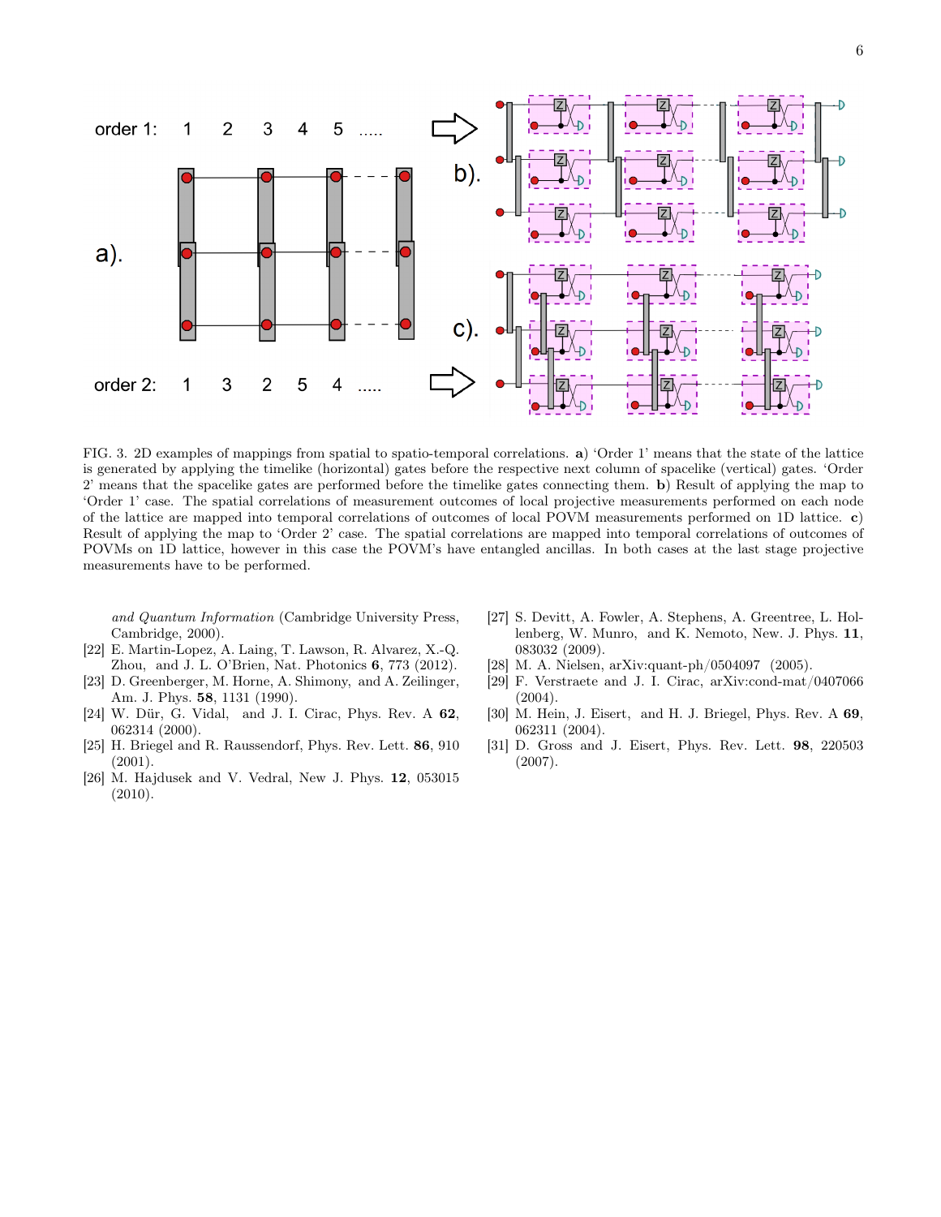order 1: 1 2 3 4 5 .....

a).

order 2: 1 3 2 5 4 .....

b).

c).

FIG. 3. 2D examples of mappings from spatial to spatio-temporal correlations. **a**) 'Order 1' means that the state of the lattice is generated by applying the timelike (horizontal) gates before the respective next column of spacelike (vertical) gates. 'Order 2' means that the spacelike gates are performed before the timelike gates connecting them. **b**) Result of applying the map to 'Order 1' case. The spatial correlations of measurement outcomes of local projective measurements performed on each node of the lattice are mapped into temporal correlations of outcomes of local POVM measurements performed on 1D lattice. **c**) Result of applying the map to 'Order 2' case. The spatial correlations are mapped into temporal correlations of outcomes of POVMs on 1D lattice, however in this case the POVM's have entangled ancillas. In both cases at the last stage projective measurements have to be performed.

*and Quantum Information* (Cambridge University Press, Cambridge, 2000).

[22] E. Martin-Lopez, A. Laing, T. Lawson, R. Alvarez, X.-Q. Zhou, and J. L. O'Brien, Nat. Photonics **6**, 773 (2012).

[23] D. Greenberger, M. Horne, A. Shimony, and A. Zeilinger, Am. J. Phys. **58**, 1131 (1990).

[24] W. Dür, G. Vidal, and J. I. Cirac, Phys. Rev. A **62**, 062314 (2000).

[25] H. Briegel and R. Raussendorf, Phys. Rev. Lett. **86**, 910 (2001).

[26] M. Hajdusek and V. Vedral, New J. Phys. **12**, 053015 (2010).

[27] S. Devitt, A. Fowler, A. Stephens, A. Greentree, L. Hollenberg, W. Munro, and K. Nemoto, New. J. Phys. **11**, 083032 (2009).

[28] M. A. Nielsen, arXiv:quant-ph/0504097 (2005).

[29] F. Verstraete and J. I. Cirac, arXiv:cond-mat/0407066 (2004).

[30] M. Hein, J. Eisert, and H. J. Briegel, Phys. Rev. A **69**, 062311 (2004).

[31] D. Gross and J. Eisert, Phys. Rev. Lett. **98**, 220503 (2007).